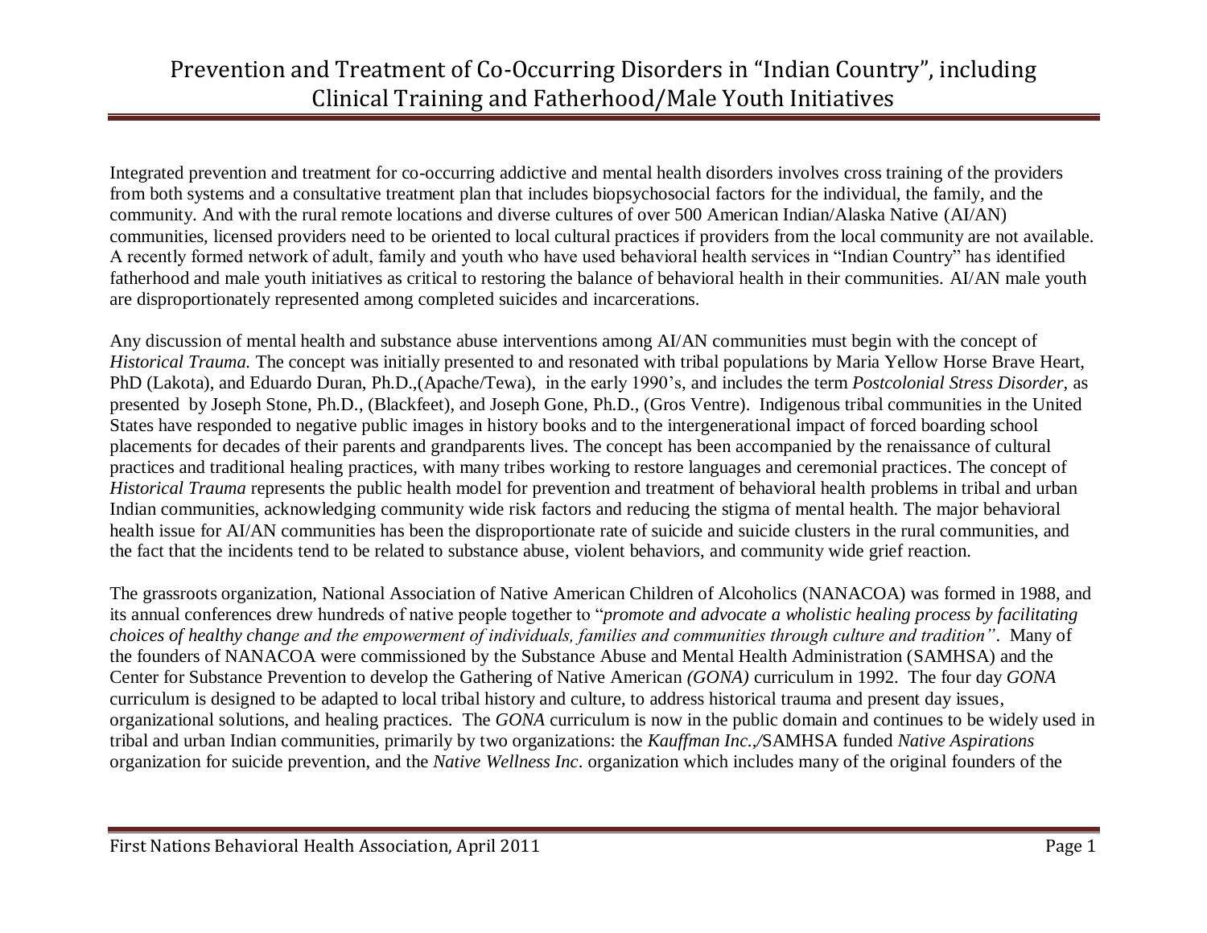# Prevention and Treatment of Co-Occurring Disorders in "Indian Country", including Clinical Training and Fatherhood/Male Youth Initiatives

Integrated prevention and treatment for co-occurring addictive and mental health disorders involves cross training of the providers from both systems and a consultative treatment plan that includes biopsychosocial factors for the individual, the family, and the community. And with the rural remote locations and diverse cultures of over 500 American Indian/Alaska Native (AI/AN) communities, licensed providers need to be oriented to local cultural practices if providers from the local community are not available. A recently formed network of adult, family and youth who have used behavioral health services in "Indian Country" has identified fatherhood and male youth initiatives as critical to restoring the balance of behavioral health in their communities. AI/AN male youth are disproportionately represented among completed suicides and incarcerations.

Any discussion of mental health and substance abuse interventions among AI/AN communities must begin with the concept of *Historical Trauma.* The concept was initially presented to and resonated with tribal populations by Maria Yellow Horse Brave Heart, PhD (Lakota), and Eduardo Duran, Ph.D.,(Apache/Tewa), in the early 1990's, and includes the term *Postcolonial Stress Disorder,* as presented by Joseph Stone, Ph.D., (Blackfeet), and Joseph Gone, Ph.D., (Gros Ventre). Indigenous tribal communities in the United States have responded to negative public images in history books and to the intergenerational impact of forced boarding school placements for decades of their parents and grandparents lives. The concept has been accompanied by the renaissance of cultural practices and traditional healing practices, with many tribes working to restore languages and ceremonial practices. The concept of *Historical Trauma* represents the public health model for prevention and treatment of behavioral health problems in tribal and urban Indian communities, acknowledging community wide risk factors and reducing the stigma of mental health. The major behavioral health issue for AI/AN communities has been the disproportionate rate of suicide and suicide clusters in the rural communities, and the fact that the incidents tend to be related to substance abuse, violent behaviors, and community wide grief reaction.

The grassroots organization, National Association of Native American Children of Alcoholics (NANACOA) was formed in 1988, and its annual conferences drew hundreds of native people together to "*promote and advocate a wholistic healing process by facilitating choices of healthy change and the empowerment of individuals, families and communities through culture and tradition"*. Many of the founders of NANACOA were commissioned by the Substance Abuse and Mental Health Administration (SAMHSA) and the Center for Substance Prevention to develop the Gathering of Native American *(GONA)* curriculum in 1992. The four day *GONA* curriculum is designed to be adapted to local tribal history and culture, to address historical trauma and present day issues, organizational solutions, and healing practices. The *GONA* curriculum is now in the public domain and continues to be widely used in tribal and urban Indian communities, primarily by two organizations: the *Kauffman Inc.,/*SAMHSA funded *Native Aspirations* organization for suicide prevention, and the *Native Wellness Inc*. organization which includes many of the original founders of the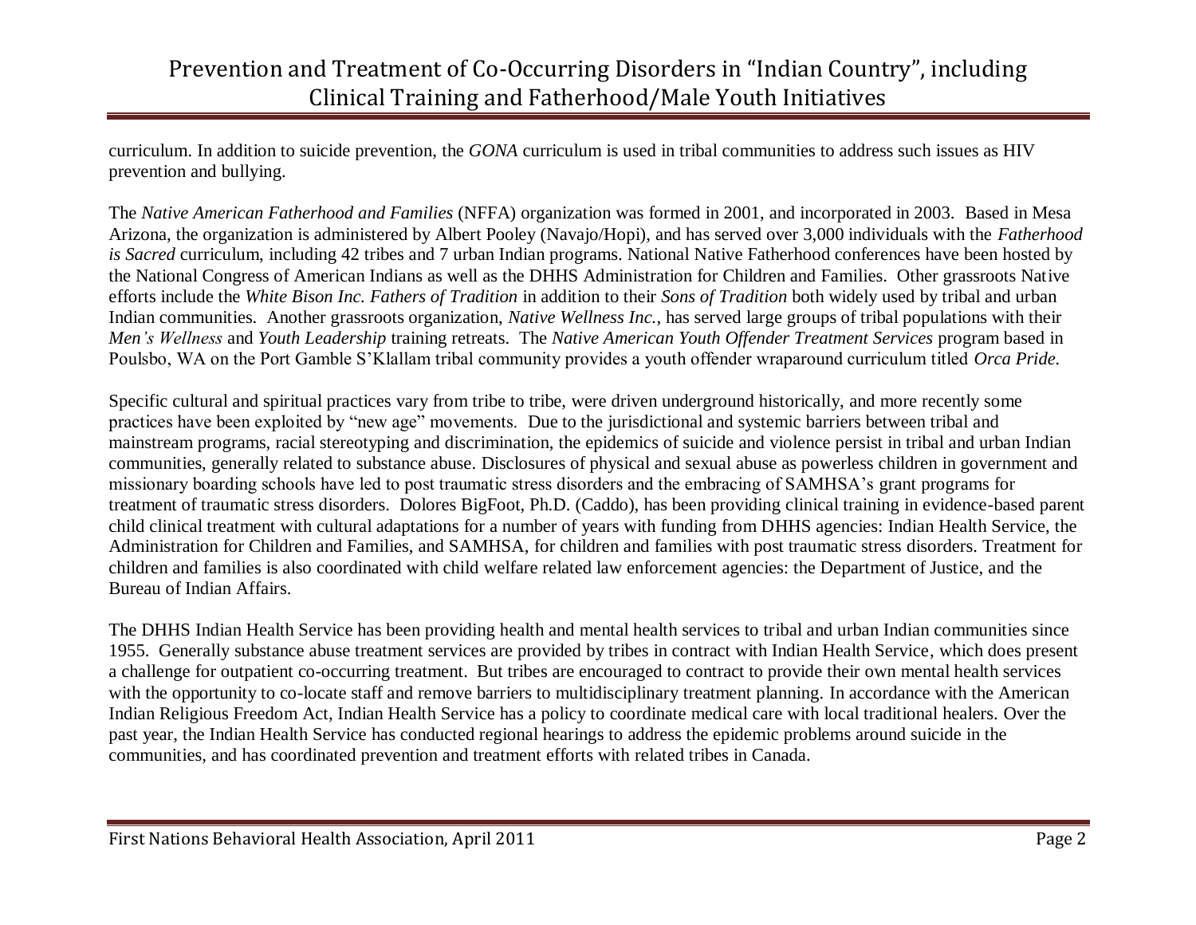curriculum. In addition to suicide prevention, the *GONA* curriculum is used in tribal communities to address such issues as HIV prevention and bullying.

The *Native American Fatherhood and Families* (NFFA) organization was formed in 2001, and incorporated in 2003. Based in Mesa Arizona, the organization is administered by Albert Pooley (Navajo/Hopi), and has served over 3,000 individuals with the *Fatherhood is Sacred* curriculum, including 42 tribes and 7 urban Indian programs. National Native Fatherhood conferences have been hosted by the National Congress of American Indians as well as the DHHS Administration for Children and Families. Other grassroots Native efforts include the *White Bison Inc. Fathers of Tradition* in addition to their *Sons of Tradition* both widely used by tribal and urban Indian communities. Another grassroots organization, *Native Wellness Inc.*, has served large groups of tribal populations with their *Men's Wellness* and *Youth Leadership* training retreats. The *Native American Youth Offender Treatment Services* program based in Poulsbo, WA on the Port Gamble S'Klallam tribal community provides a youth offender wraparound curriculum titled *Orca Pride.*

Specific cultural and spiritual practices vary from tribe to tribe, were driven underground historically, and more recently some practices have been exploited by "new age" movements. Due to the jurisdictional and systemic barriers between tribal and mainstream programs, racial stereotyping and discrimination, the epidemics of suicide and violence persist in tribal and urban Indian communities, generally related to substance abuse. Disclosures of physical and sexual abuse as powerless children in government and missionary boarding schools have led to post traumatic stress disorders and the embracing of SAMHSA's grant programs for treatment of traumatic stress disorders. Dolores BigFoot, Ph.D. (Caddo), has been providing clinical training in evidence-based parent child clinical treatment with cultural adaptations for a number of years with funding from DHHS agencies: Indian Health Service, the Administration for Children and Families, and SAMHSA, for children and families with post traumatic stress disorders. Treatment for children and families is also coordinated with child welfare related law enforcement agencies: the Department of Justice, and the Bureau of Indian Affairs.

The DHHS Indian Health Service has been providing health and mental health services to tribal and urban Indian communities since 1955. Generally substance abuse treatment services are provided by tribes in contract with Indian Health Service, which does present a challenge for outpatient co-occurring treatment. But tribes are encouraged to contract to provide their own mental health services with the opportunity to co-locate staff and remove barriers to multidisciplinary treatment planning. In accordance with the American Indian Religious Freedom Act, Indian Health Service has a policy to coordinate medical care with local traditional healers. Over the past year, the Indian Health Service has conducted regional hearings to address the epidemic problems around suicide in the communities, and has coordinated prevention and treatment efforts with related tribes in Canada.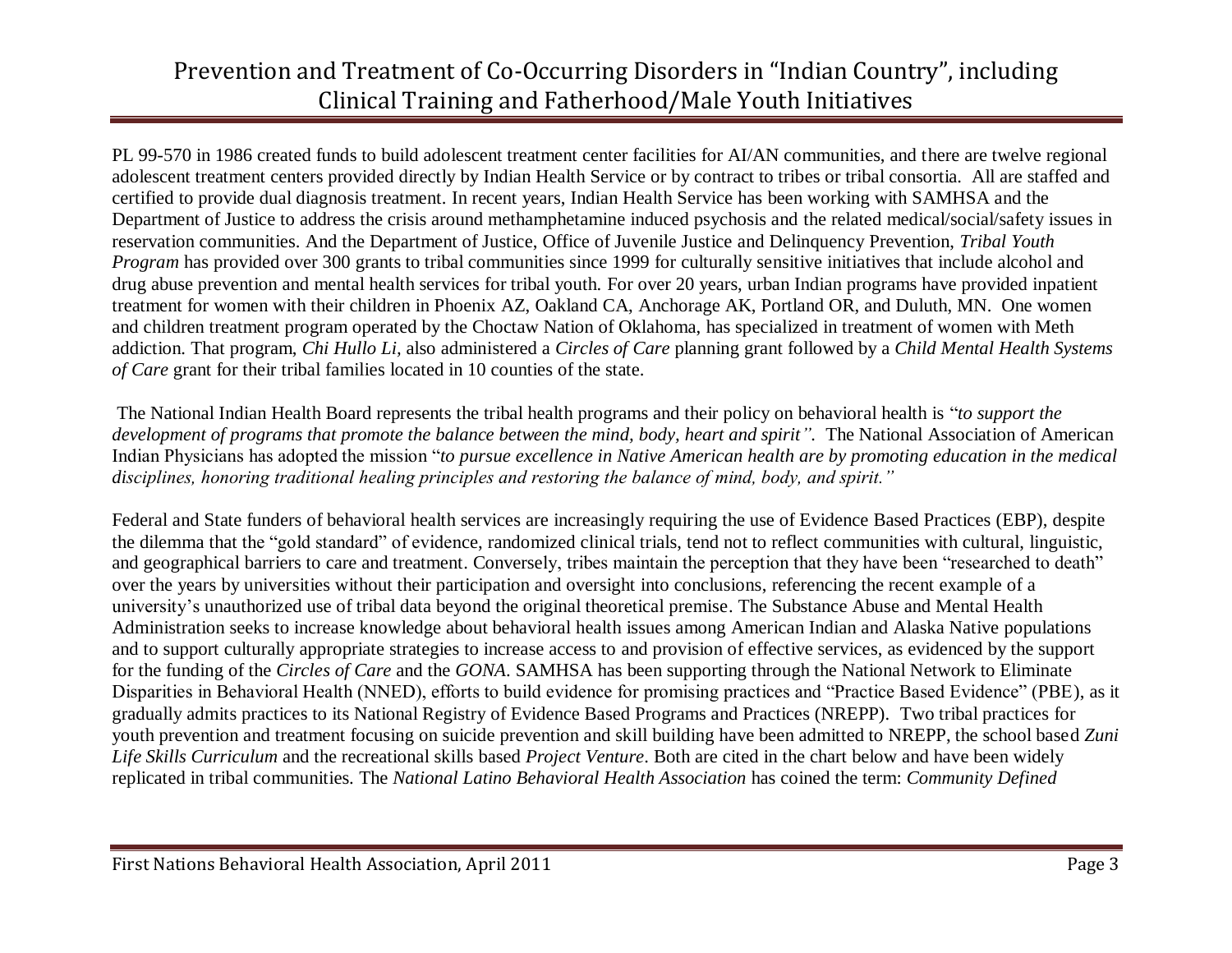PL 99-570 in 1986 created funds to build adolescent treatment center facilities for AI/AN communities, and there are twelve regional adolescent treatment centers provided directly by Indian Health Service or by contract to tribes or tribal consortia. All are staffed and certified to provide dual diagnosis treatment. In recent years, Indian Health Service has been working with SAMHSA and the Department of Justice to address the crisis around methamphetamine induced psychosis and the related medical/social/safety issues in reservation communities. And the Department of Justice, Office of Juvenile Justice and Delinquency Prevention, *Tribal Youth Program* has provided over 300 grants to tribal communities since 1999 for culturally sensitive initiatives that include alcohol and drug abuse prevention and mental health services for tribal youth. For over 20 years, urban Indian programs have provided inpatient treatment for women with their children in Phoenix AZ, Oakland CA, Anchorage AK, Portland OR, and Duluth, MN. One women and children treatment program operated by the Choctaw Nation of Oklahoma, has specialized in treatment of women with Meth addiction. That program, *Chi Hullo Li,* also administered a *Circles of Care* planning grant followed by a *Child Mental Health Systems of Care* grant for their tribal families located in 10 counties of the state.

The National Indian Health Board represents the tribal health programs and their policy on behavioral health is "*to support the development of programs that promote the balance between the mind, body, heart and spirit".* The National Association of American Indian Physicians has adopted the mission "*to pursue excellence in Native American health are by promoting education in the medical disciplines, honoring traditional healing principles and restoring the balance of mind, body, and spirit."*

Federal and State funders of behavioral health services are increasingly requiring the use of Evidence Based Practices (EBP), despite the dilemma that the "gold standard" of evidence, randomized clinical trials, tend not to reflect communities with cultural, linguistic, and geographical barriers to care and treatment. Conversely, tribes maintain the perception that they have been "researched to death" over the years by universities without their participation and oversight into conclusions, referencing the recent example of a university's unauthorized use of tribal data beyond the original theoretical premise. The Substance Abuse and Mental Health Administration seeks to increase knowledge about behavioral health issues among American Indian and Alaska Native populations and to support culturally appropriate strategies to increase access to and provision of effective services, as evidenced by the support for the funding of the *Circles of Care* and the *GONA*. SAMHSA has been supporting through the National Network to Eliminate Disparities in Behavioral Health (NNED), efforts to build evidence for promising practices and "Practice Based Evidence" (PBE), as it gradually admits practices to its National Registry of Evidence Based Programs and Practices (NREPP). Two tribal practices for youth prevention and treatment focusing on suicide prevention and skill building have been admitted to NREPP, the school based *Zuni Life Skills Curriculum* and the recreational skills based *Project Venture*. Both are cited in the chart below and have been widely replicated in tribal communities. The *National Latino Behavioral Health Association* has coined the term: *Community Defined*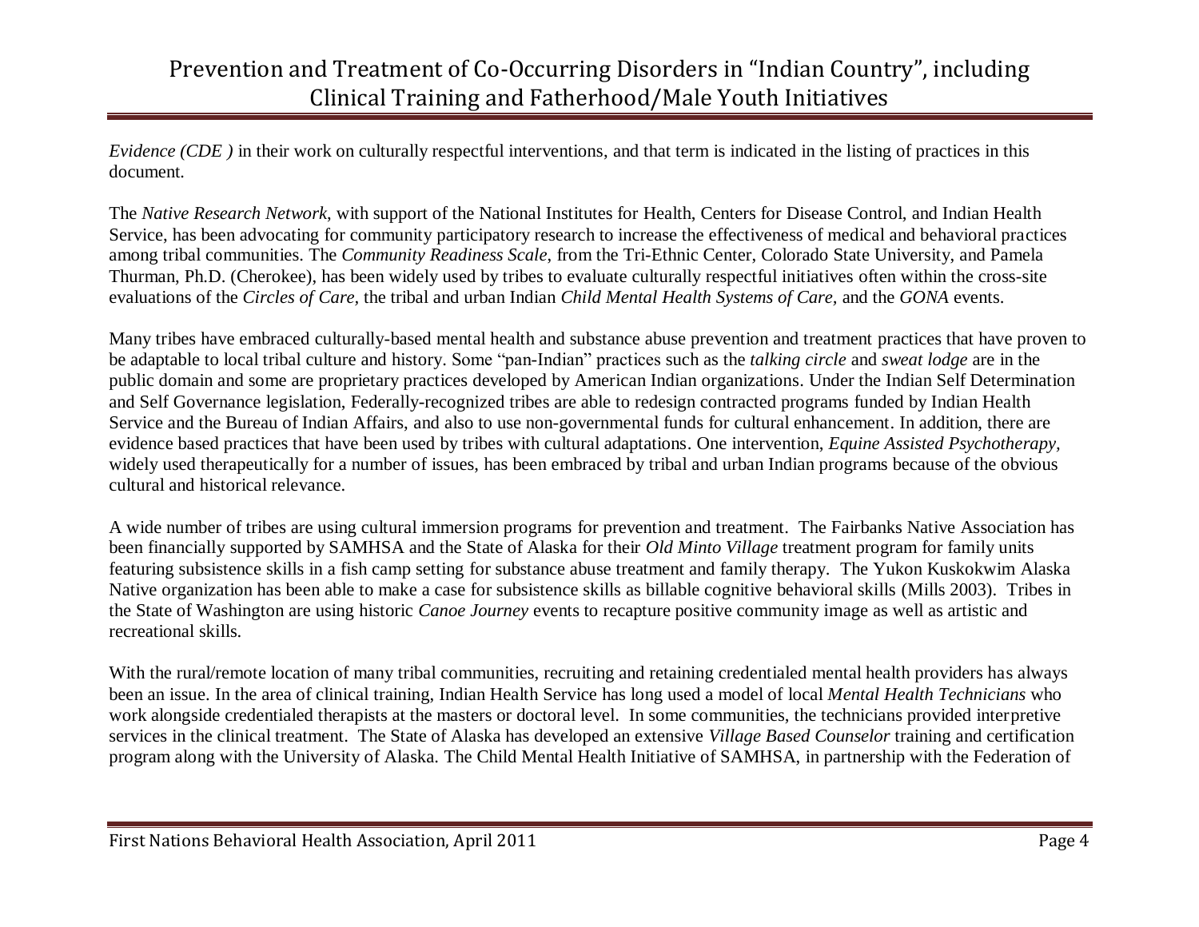*Evidence (CDE )* in their work on culturally respectful interventions, and that term is indicated in the listing of practices in this document.

The *Native Research Network*, with support of the National Institutes for Health, Centers for Disease Control, and Indian Health Service, has been advocating for community participatory research to increase the effectiveness of medical and behavioral practices among tribal communities. The *Community Readiness Scale*, from the Tri-Ethnic Center, Colorado State University, and Pamela Thurman, Ph.D. (Cherokee), has been widely used by tribes to evaluate culturally respectful initiatives often within the cross-site evaluations of the *Circles of Care*, the tribal and urban Indian *Child Mental Health Systems of Care,* and the *GONA* events.

Many tribes have embraced culturally-based mental health and substance abuse prevention and treatment practices that have proven to be adaptable to local tribal culture and history. Some "pan-Indian" practices such as the *talking circle* and *sweat lodge* are in the public domain and some are proprietary practices developed by American Indian organizations. Under the Indian Self Determination and Self Governance legislation, Federally-recognized tribes are able to redesign contracted programs funded by Indian Health Service and the Bureau of Indian Affairs, and also to use non-governmental funds for cultural enhancement. In addition, there are evidence based practices that have been used by tribes with cultural adaptations. One intervention, *Equine Assisted Psychotherapy,* widely used therapeutically for a number of issues, has been embraced by tribal and urban Indian programs because of the obvious cultural and historical relevance.

A wide number of tribes are using cultural immersion programs for prevention and treatment. The Fairbanks Native Association has been financially supported by SAMHSA and the State of Alaska for their *Old Minto Village* treatment program for family units featuring subsistence skills in a fish camp setting for substance abuse treatment and family therapy. The Yukon Kuskokwim Alaska Native organization has been able to make a case for subsistence skills as billable cognitive behavioral skills (Mills 2003). Tribes in the State of Washington are using historic *Canoe Journey* events to recapture positive community image as well as artistic and recreational skills.

With the rural/remote location of many tribal communities, recruiting and retaining credentialed mental health providers has always been an issue. In the area of clinical training, Indian Health Service has long used a model of local *Mental Health Technicians* who work alongside credentialed therapists at the masters or doctoral level. In some communities, the technicians provided interpretive services in the clinical treatment. The State of Alaska has developed an extensive *Village Based Counselor* training and certification program along with the University of Alaska. The Child Mental Health Initiative of SAMHSA, in partnership with the Federation of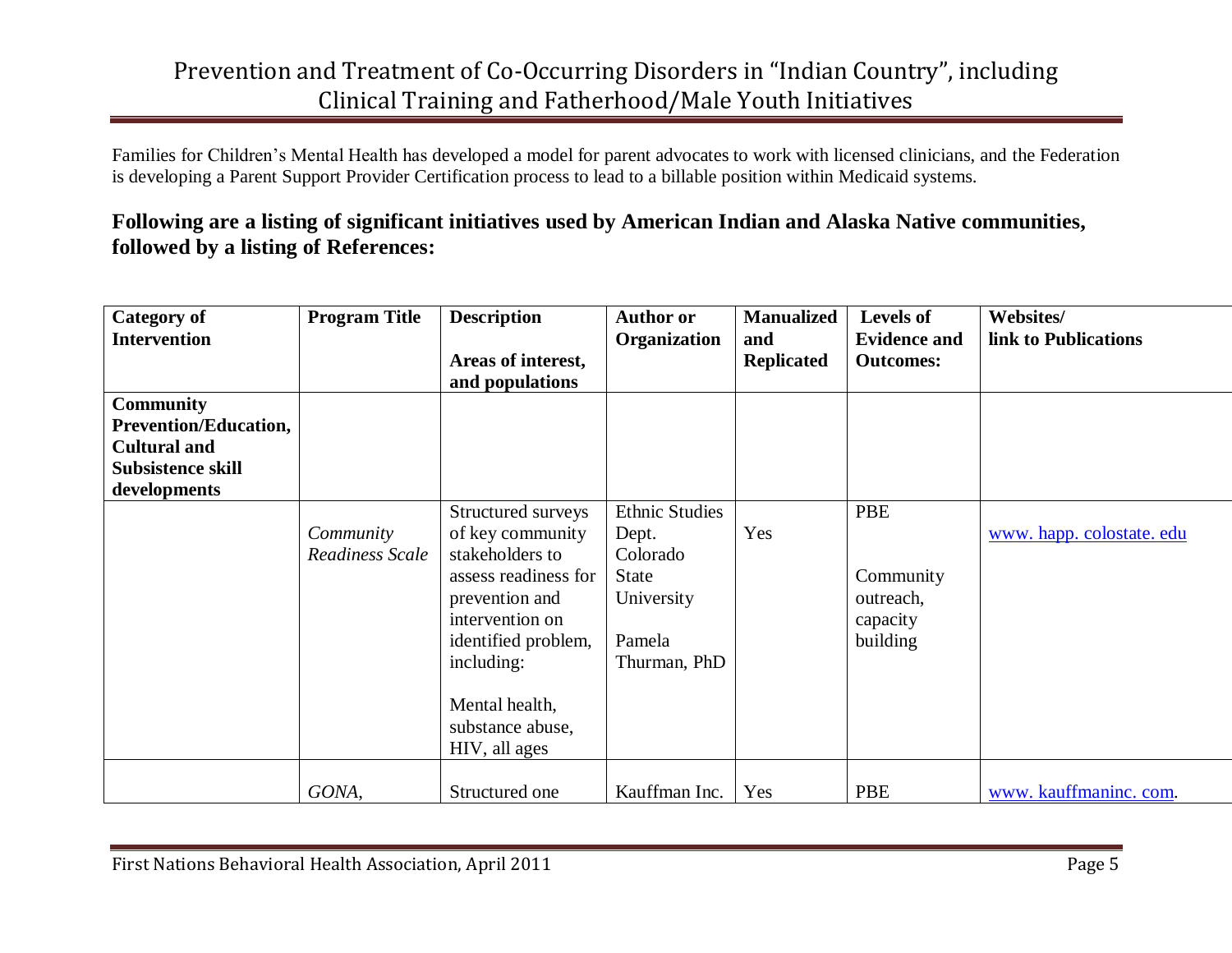Families for Children's Mental Health has developed a model for parent advocates to work with licensed clinicians, and the Federation is developing a Parent Support Provider Certification process to lead to a billable position within Medicaid systems.

**Following are a listing of significant initiatives used by American Indian and Alaska Native communities, followed by a listing of References:**

| Category of Intervention | Program Title | Description<br><br>Areas of interest, and populations | Author or Organization | Manualized and Replicated | Levels of Evidence and Outcomes: | Websites/ link to Publications |
|---|---|---|---|---|---|---|
| **Community Prevention/Education, Cultural and Subsistence skill developments** | | | | | | |
| | *Community Readiness Scale* | Structured surveys of key community stakeholders to assess readiness for prevention and intervention on identified problem, including:<br><br>Mental health, substance abuse, HIV, all ages | Ethnic Studies Dept. Colorado State University<br><br>Pamela Thurman, PhD | Yes | PBE<br><br>Community outreach, capacity building | www. happ. colostate. edu |
| | *GONA,* | Structured one | Kauffman Inc. | Yes | PBE | www. kauffmaninc. com. |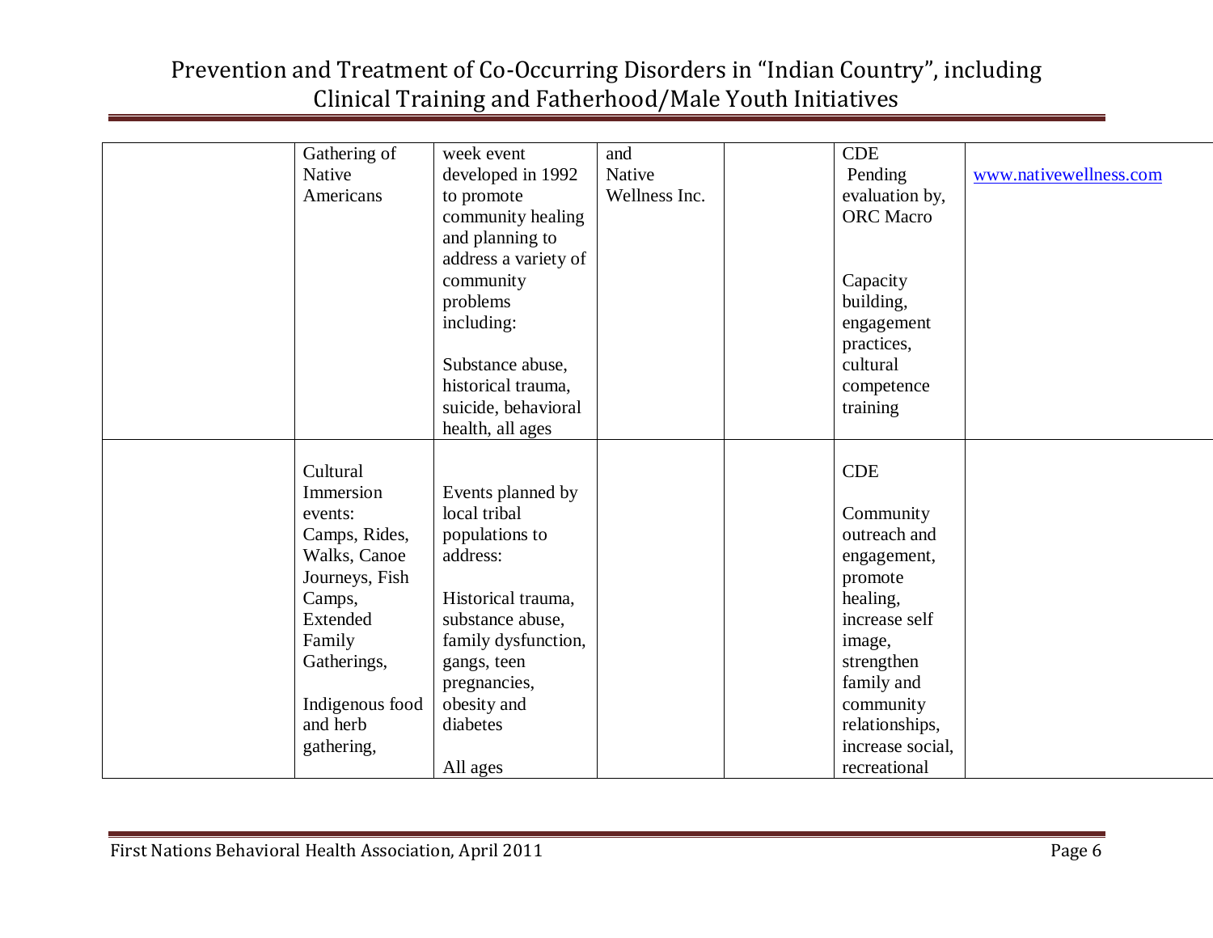| | | | | | | |
|---|---|---|---|---|---|---|
| | Gathering of Native Americans | week event developed in 1992 to promote community healing and planning to address a variety of community problems including: Substance abuse, historical trauma, suicide, behavioral health, all ages | and Native Wellness Inc. | | CDE Pending evaluation by, ORC Macro Capacity building, engagement practices, cultural competence training | www.nativewellness.com |
| | Cultural Immersion events: Camps, Rides, Walks, Canoe Journeys, Fish Camps, Extended Family Gatherings, Indigenous food and herb gathering, | Events planned by local tribal populations to address: Historical trauma, substance abuse, family dysfunction, gangs, teen pregnancies, obesity and diabetes All ages | | | CDE Community outreach and engagement, promote healing, increase self image, strengthen family and community relationships, increase social, recreational | |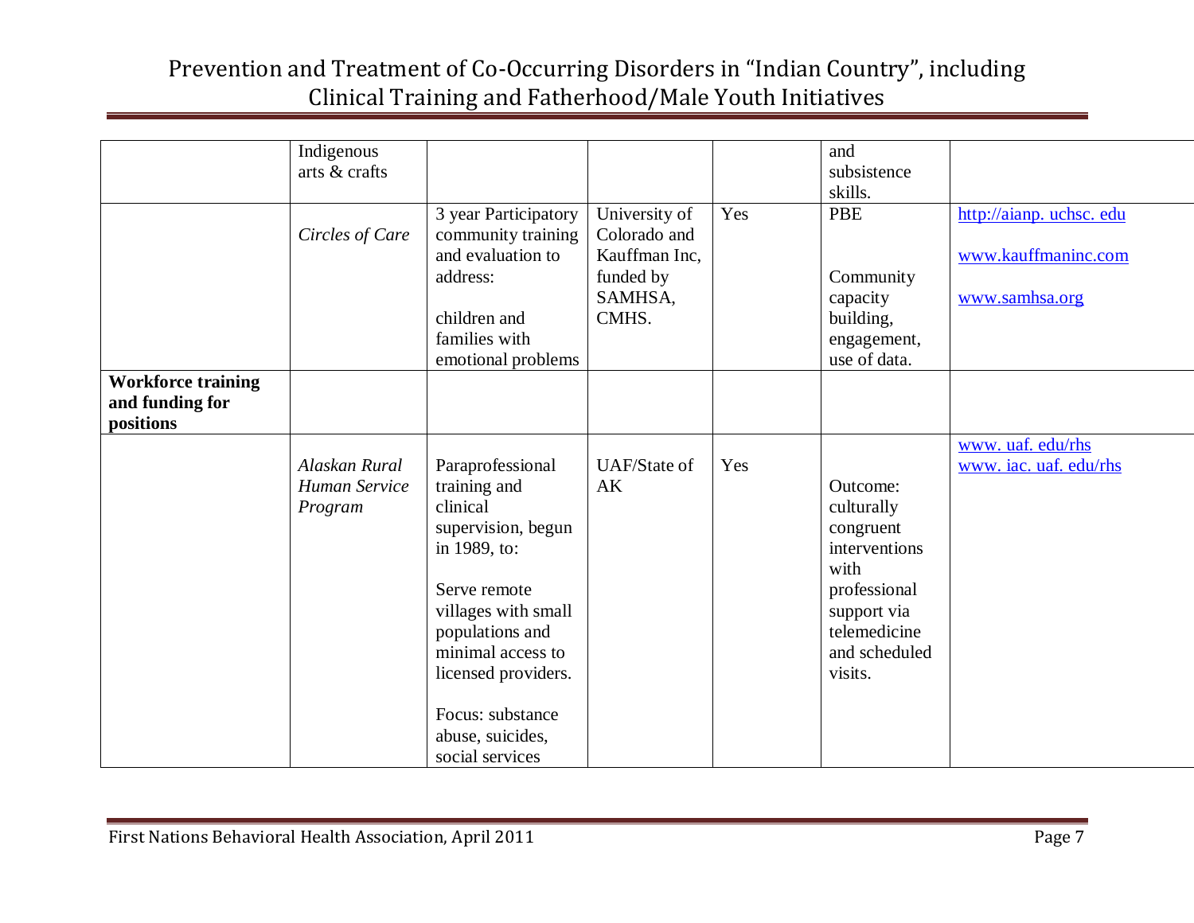| | | | | | | |
|---|---|---|---|---|---|---|
| | Indigenous arts & crafts | | | | and subsistence skills. | |
| | *Circles of Care* | 3 year Participatory community training and evaluation to address:<br><br>children and families with emotional problems | University of Colorado and Kauffman Inc, funded by SAMHSA, CMHS. | Yes | PBE<br><br>Community capacity building, engagement, use of data. | http://aianp. uchsc. edu<br><br>www.kauffmaninc.com<br><br>www.samhsa.org |
| **Workforce training and funding for positions** | | | | | | |
| | *Alaskan Rural Human Service Program* | Paraprofessional training and clinical supervision, begun in 1989, to:<br><br>Serve remote villages with small populations and minimal access to licensed providers.<br><br>Focus: substance abuse, suicides, social services | UAF/State of AK | Yes | Outcome: culturally congruent interventions with professional support via telemedicine and scheduled visits. | www. uaf. edu/rhs<br>www. iac. uaf. edu/rhs |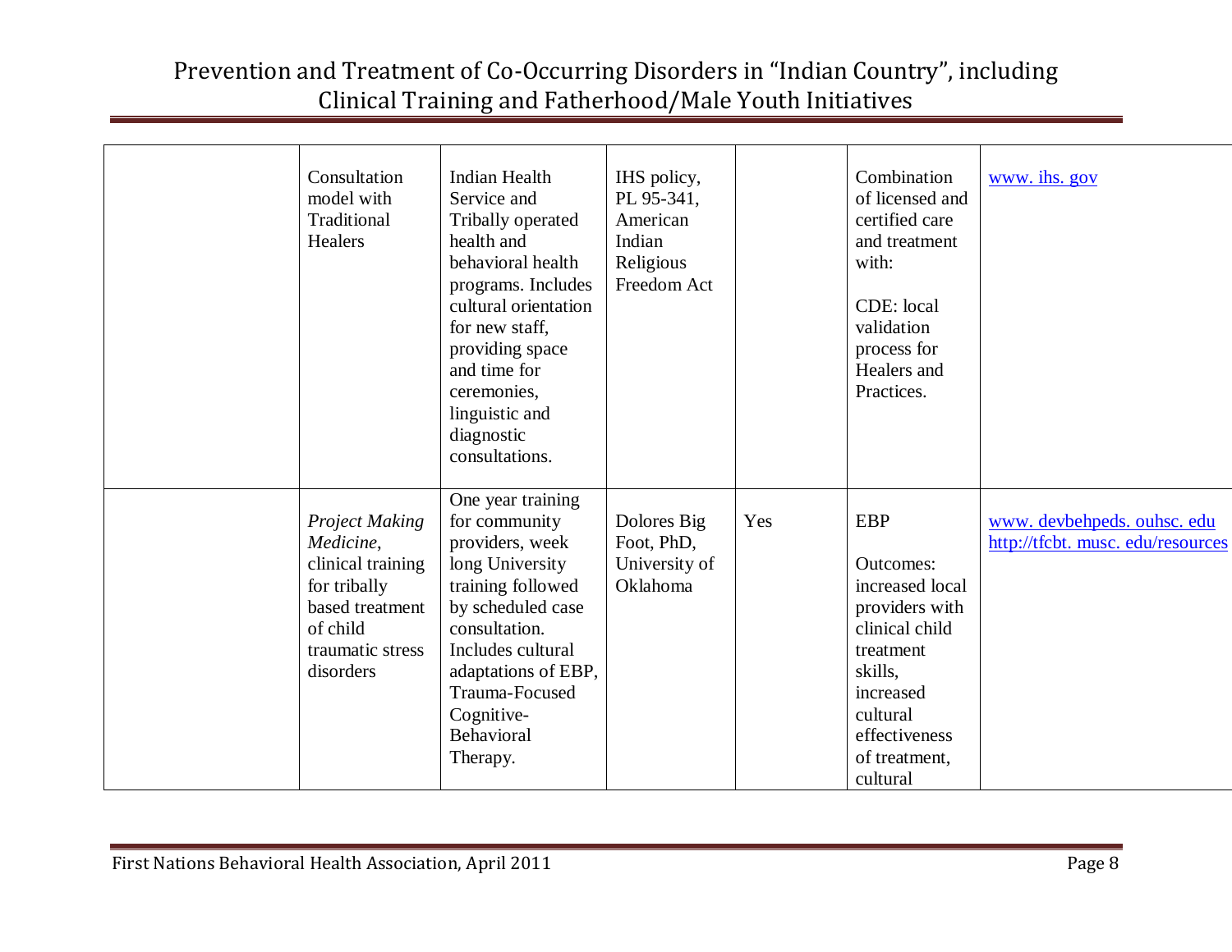| | | | | | | |
|---|---|---|---|---|---|---|
| | Consultation model with Traditional Healers | Indian Health Service and Tribally operated health and behavioral health programs. Includes cultural orientation for new staff, providing space and time for ceremonies, linguistic and diagnostic consultations. | IHS policy, PL 95-341, American Indian Religious Freedom Act | | Combination of licensed and certified care and treatment with:<br><br>CDE: local validation process for Healers and Practices. | www. ihs. gov |
| | *Project Making Medicine*, clinical training for tribally based treatment of child traumatic stress disorders | One year training for community providers, week long University training followed by scheduled case consultation. Includes cultural adaptations of EBP, Trauma-Focused Cognitive-Behavioral Therapy. | Dolores Big Foot, PhD, University of Oklahoma | Yes | EBP<br><br>Outcomes: increased local providers with clinical child treatment skills, increased cultural effectiveness of treatment, cultural | www. devbehpeds. ouhsc. edu<br>http://tfcbt. musc. edu/resources |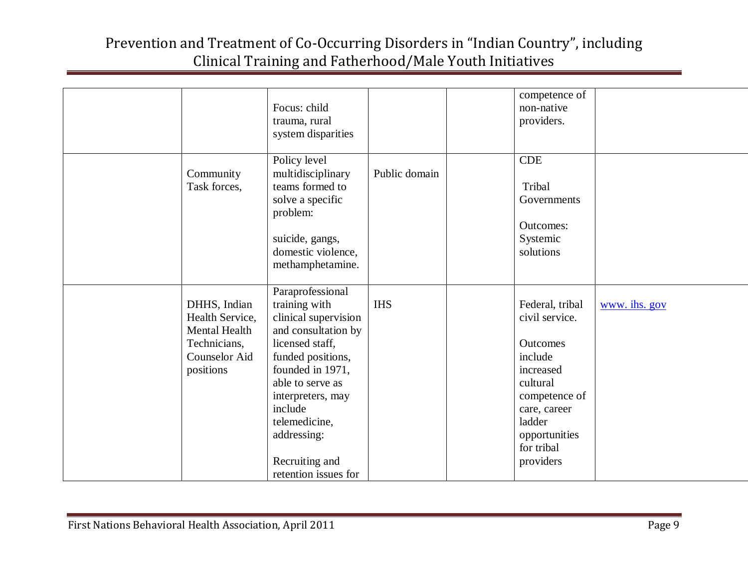|  |  |  |  |  |  |  |
|---|---|---|---|---|---|---|
|  |  | Focus: child trauma, rural system disparities |  |  | competence of non-native providers. |  |
|  | Community Task forces, | Policy level multidisciplinary teams formed to solve a specific problem:<br><br>suicide, gangs, domestic violence, methamphetamine. | Public domain |  | CDE<br><br>Tribal Governments<br><br>Outcomes: Systemic solutions |  |
|  | DHHS, Indian Health Service, Mental Health Technicians, Counselor Aid positions | Paraprofessional training with clinical supervision and consultation by licensed staff, funded positions, founded in 1971, able to serve as interpreters, may include telemedicine, addressing:<br><br>Recruiting and retention issues for | IHS |  | Federal, tribal civil service.<br><br>Outcomes include increased cultural competence of care, career ladder opportunities for tribal providers | www. ihs. gov |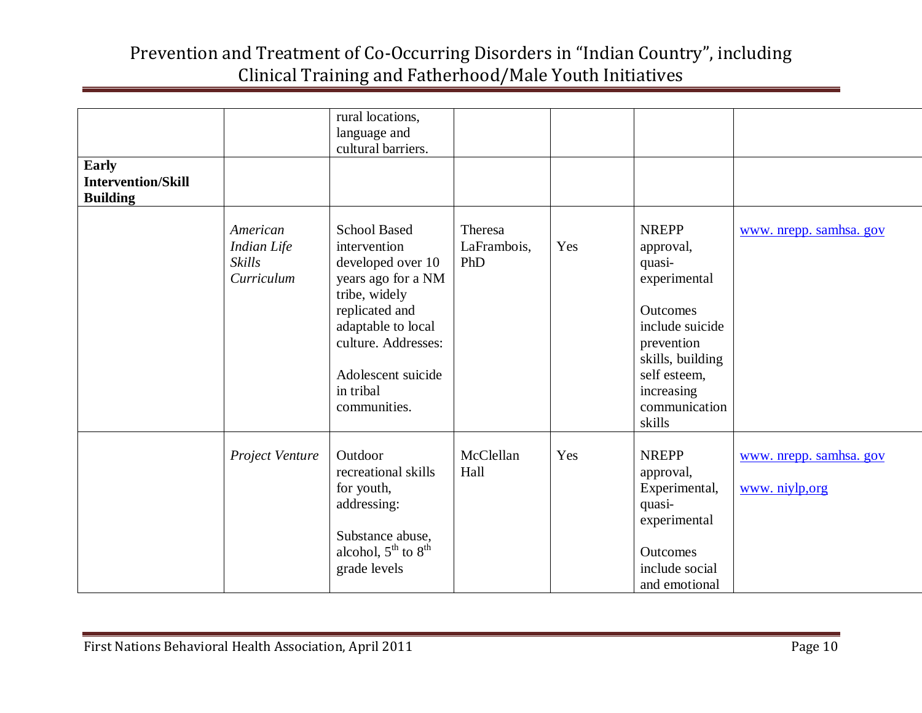| | | | | | | |
|---|---|---|---|---|---|---|
| | | rural locations, language and cultural barriers. | | | | |
| **Early Intervention/Skill Building** | | | | | | |
| | *American Indian Life Skills Curriculum* | School Based intervention developed over 10 years ago for a NM tribe, widely replicated and adaptable to local culture. Addresses: Adolescent suicide in tribal communities. | Theresa LaFrambois, PhD | Yes | NREPP approval, quasi-experimental Outcomes include suicide prevention skills, building self esteem, increasing communication skills | www. nrepp. samhsa. gov |
| | *Project Venture* | Outdoor recreational skills for youth, addressing: Substance abuse, alcohol, 5th to 8th grade levels | McClellan Hall | Yes | NREPP approval, Experimental, quasi-experimental Outcomes include social and emotional | www. nrepp. samhsa. gov www. niylp,org |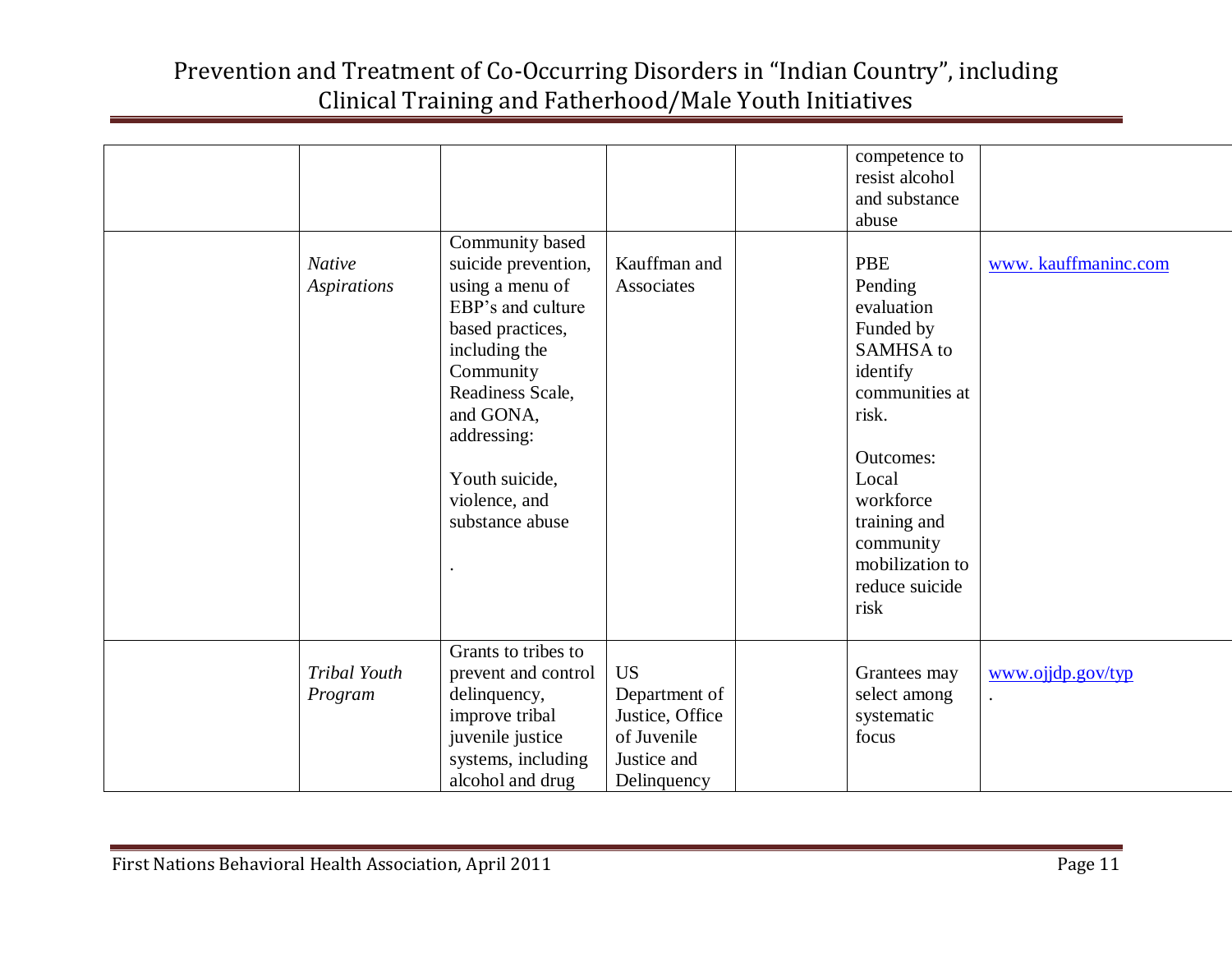| | | | | | | |
|---|---|---|---|---|---|---|
| | | | | | competence to resist alcohol and substance abuse | |
| | *Native Aspirations* | Community based suicide prevention, using a menu of EBP's and culture based practices, including the Community Readiness Scale, and GONA, addressing:<br><br>Youth suicide, violence, and substance abuse<br><br>. | Kauffman and Associates | | PBE Pending evaluation Funded by SAMHSA to identify communities at risk.<br><br>Outcomes: Local workforce training and community mobilization to reduce suicide risk | www. kauffmaninc.com |
| | *Tribal Youth Program* | Grants to tribes to prevent and control delinquency, improve tribal juvenile justice systems, including alcohol and drug | US Department of Justice, Office of Juvenile Justice and Delinquency | | Grantees may select among systematic focus | www.ojjdp.gov/typ<br>. |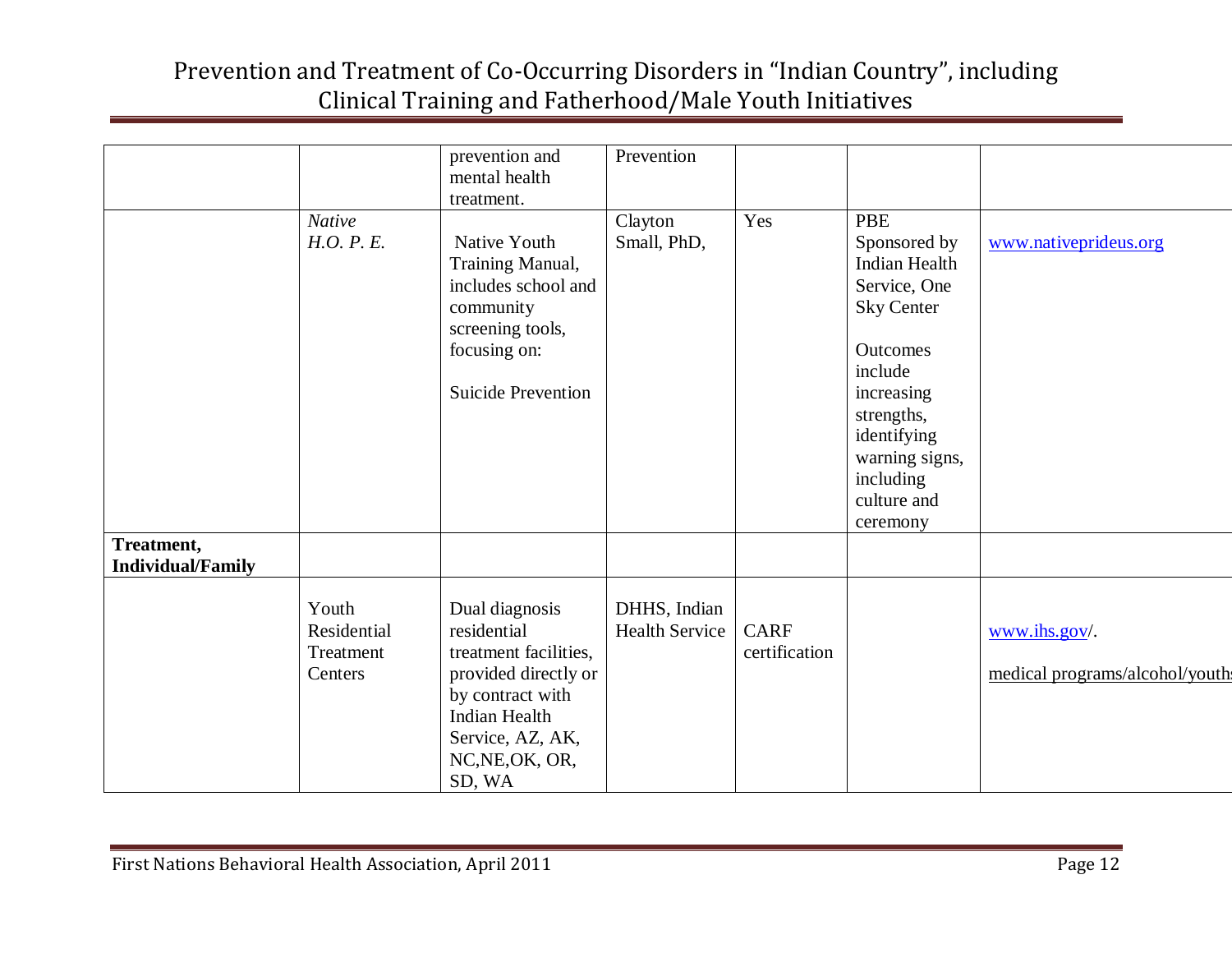| | | | | | | |
|---|---|---|---|---|---|---|
| | | prevention and mental health treatment. | Prevention | | | |
| | *Native H.O. P. E.* | Native Youth Training Manual, includes school and community screening tools, focusing on: Suicide Prevention | Clayton Small, PhD, | Yes | PBE Sponsored by Indian Health Service, One Sky Center Outcomes include increasing strengths, identifying warning signs, including culture and ceremony | www.nativeprideus.org |
| **Treatment, Individual/Family** | | | | | | |
| | Youth Residential Treatment Centers | Dual diagnosis residential treatment facilities, provided directly or by contract with Indian Health Service, AZ, AK, NC,NE,OK, OR, SD, WA | DHHS, Indian Health Service | CARF certification | | www.ihs.gov/. medical programs/alcohol/youths |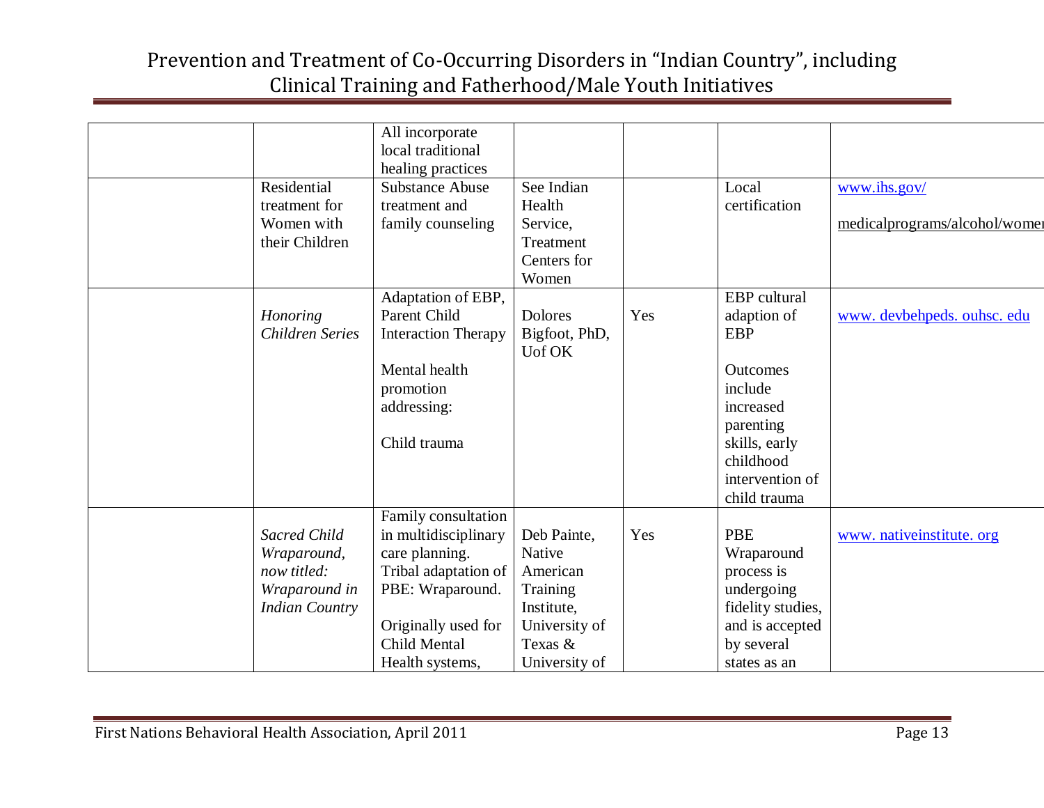| | | | | | | |
|---|---|---|---|---|---|---|
| | | All incorporate local traditional healing practices | | | | |
| | Residential treatment for Women with their Children | Substance Abuse treatment and family counseling | See Indian Health Service, Treatment Centers for Women | | Local certification | www.ihs.gov/ medicalprograms/alcohol/women |
| | *Honoring Children Series* | Adaptation of EBP, Parent Child Interaction Therapy<br><br>Mental health promotion addressing:<br><br>Child trauma | Dolores Bigfoot, PhD, Uof OK | Yes | EBP cultural adaption of EBP<br><br>Outcomes include increased parenting skills, early childhood intervention of child trauma | www. devbehpeds. ouhsc. edu |
| | *Sacred Child Wraparound, now titled: Wraparound in Indian Country* | Family consultation in multidisciplinary care planning. Tribal adaptation of PBE: Wraparound.<br><br>Originally used for Child Mental Health systems, | Deb Painte, Native American Training Institute, University of Texas & University of | Yes | PBE Wraparound process is undergoing fidelity studies, and is accepted by several states as an | www. nativeinstitute. org |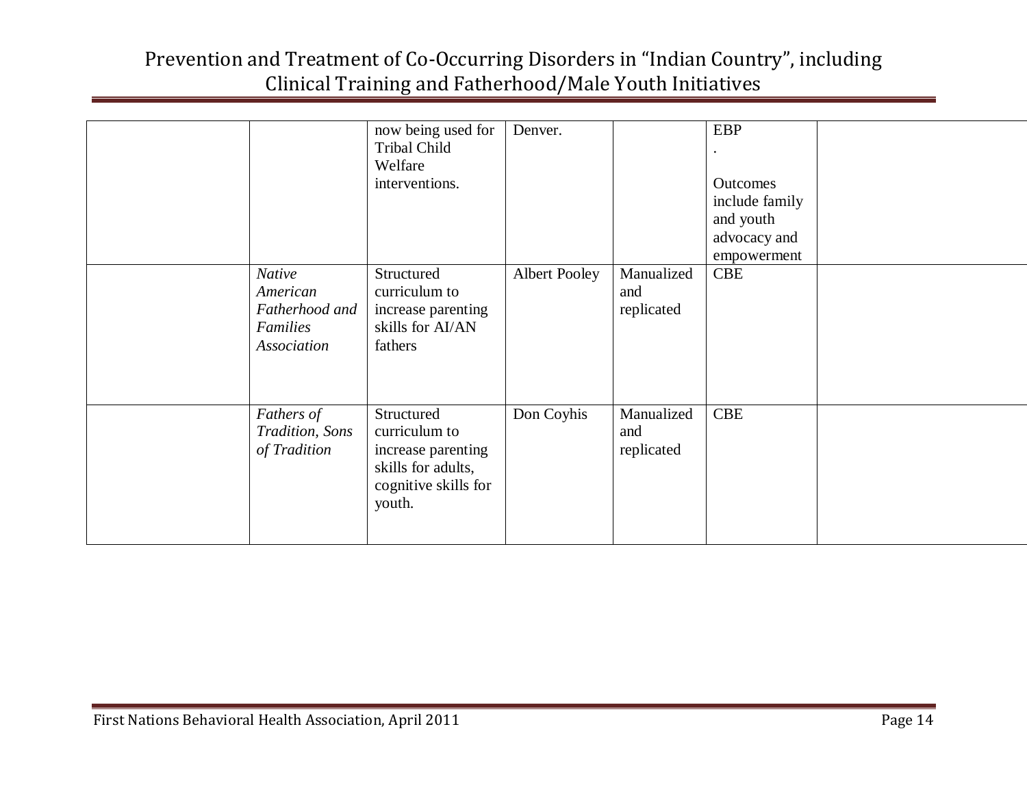| | | | | | | |
|---|---|---|---|---|---|---|
| | | now being used for Tribal Child Welfare interventions. | Denver. | | EBP<br>.<br><br>Outcomes include family and youth advocacy and empowerment | |
| | *Native American Fatherhood and Families Association* | Structured curriculum to increase parenting skills for AI/AN fathers | Albert Pooley | Manualized and replicated | CBE | |
| | *Fathers of Tradition, Sons of Tradition* | Structured curriculum to increase parenting skills for adults, cognitive skills for youth. | Don Coyhis | Manualized and replicated | CBE | |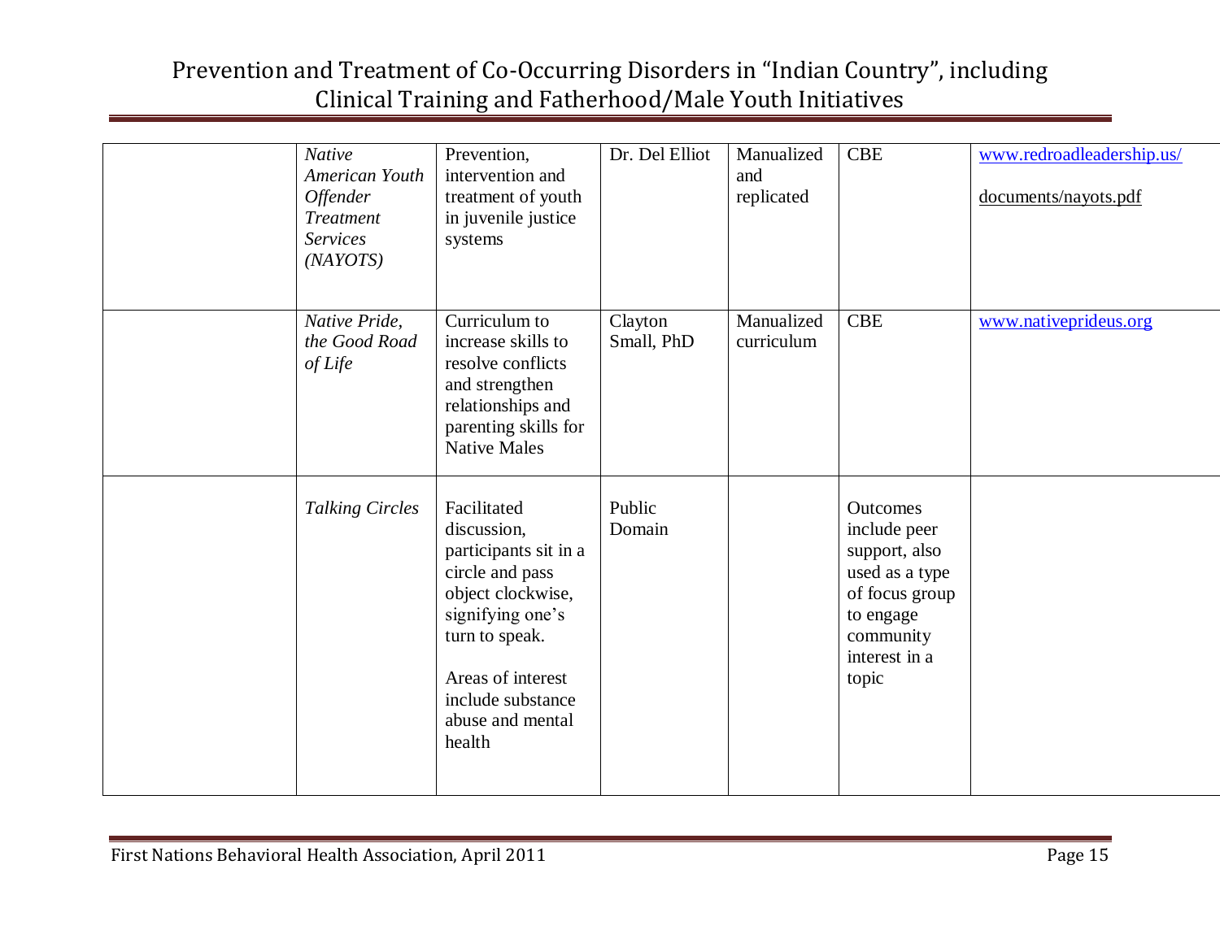| | | | | | | |
|---|---|---|---|---|---|---|
| | *Native American Youth Offender Treatment Services (NAYOTS)* | Prevention, intervention and treatment of youth in juvenile justice systems | Dr. Del Elliot | Manualized and replicated | CBE | www.redroadleadership.us/ documents/nayots.pdf |
| | *Native Pride, the Good Road of Life* | Curriculum to increase skills to resolve conflicts and strengthen relationships and parenting skills for Native Males | Clayton Small, PhD | Manualized curriculum | CBE | www.nativeprideus.org |
| | *Talking Circles* | Facilitated discussion, participants sit in a circle and pass object clockwise, signifying one's turn to speak. Areas of interest include substance abuse and mental health | Public Domain | | Outcomes include peer support, also used as a type of focus group to engage community interest in a topic | |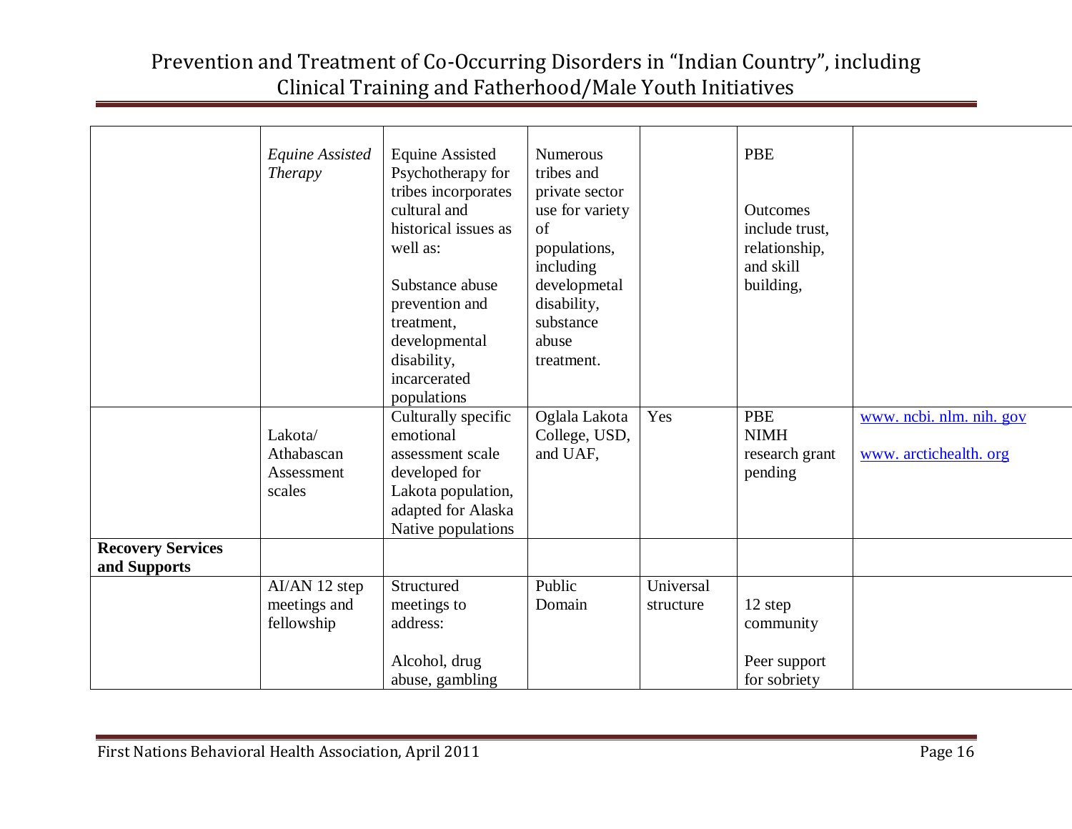| | | | | | | |
|---|---|---|---|---|---|---|
| | *Equine Assisted Therapy* | Equine Assisted Psychotherapy for tribes incorporates cultural and historical issues as well as:<br><br>Substance abuse prevention and treatment, developmental disability, incarcerated populations | Numerous tribes and private sector use for variety of populations, including developmetal disability, substance abuse treatment. | | PBE<br><br>Outcomes include trust, relationship, and skill building, | |
| | Lakota/ Athabascan Assessment scales | Culturally specific emotional assessment scale developed for Lakota population, adapted for Alaska Native populations | Oglala Lakota College, USD, and UAF, | Yes | PBE<br>NIMH research grant pending | www. ncbi. nlm. nih. gov<br><br>www. arctichealth. org |
| **Recovery Services and Supports** | | | | | | |
| | AI/AN 12 step meetings and fellowship | Structured meetings to address:<br><br>Alcohol, drug abuse, gambling | Public Domain | Universal structure | 12 step community<br><br>Peer support for sobriety | |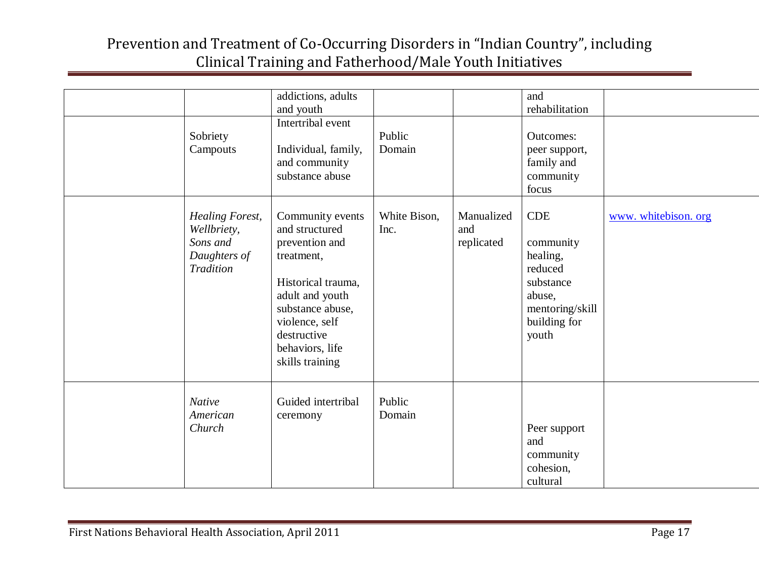| | | | | | | |
|---|---|---|---|---|---|---|
| | | addictions, adults and youth | | | and rehabilitation | |
| | Sobriety Campouts | Intertribal event<br><br>Individual, family, and community substance abuse | Public Domain | | Outcomes: peer support, family and community focus | |
| | *Healing Forest, Wellbriety, Sons and Daughters of Tradition* | Community events and structured prevention and treatment,<br><br>Historical trauma, adult and youth substance abuse, violence, self destructive behaviors, life skills training | White Bison, Inc. | Manualized and replicated | CDE<br><br>community healing, reduced substance abuse, mentoring/skill building for youth | [www. whitebison. org](http://www.whitebison.org) |
| | *Native American Church* | Guided intertribal ceremony | Public Domain | | Peer support and community cohesion, cultural | |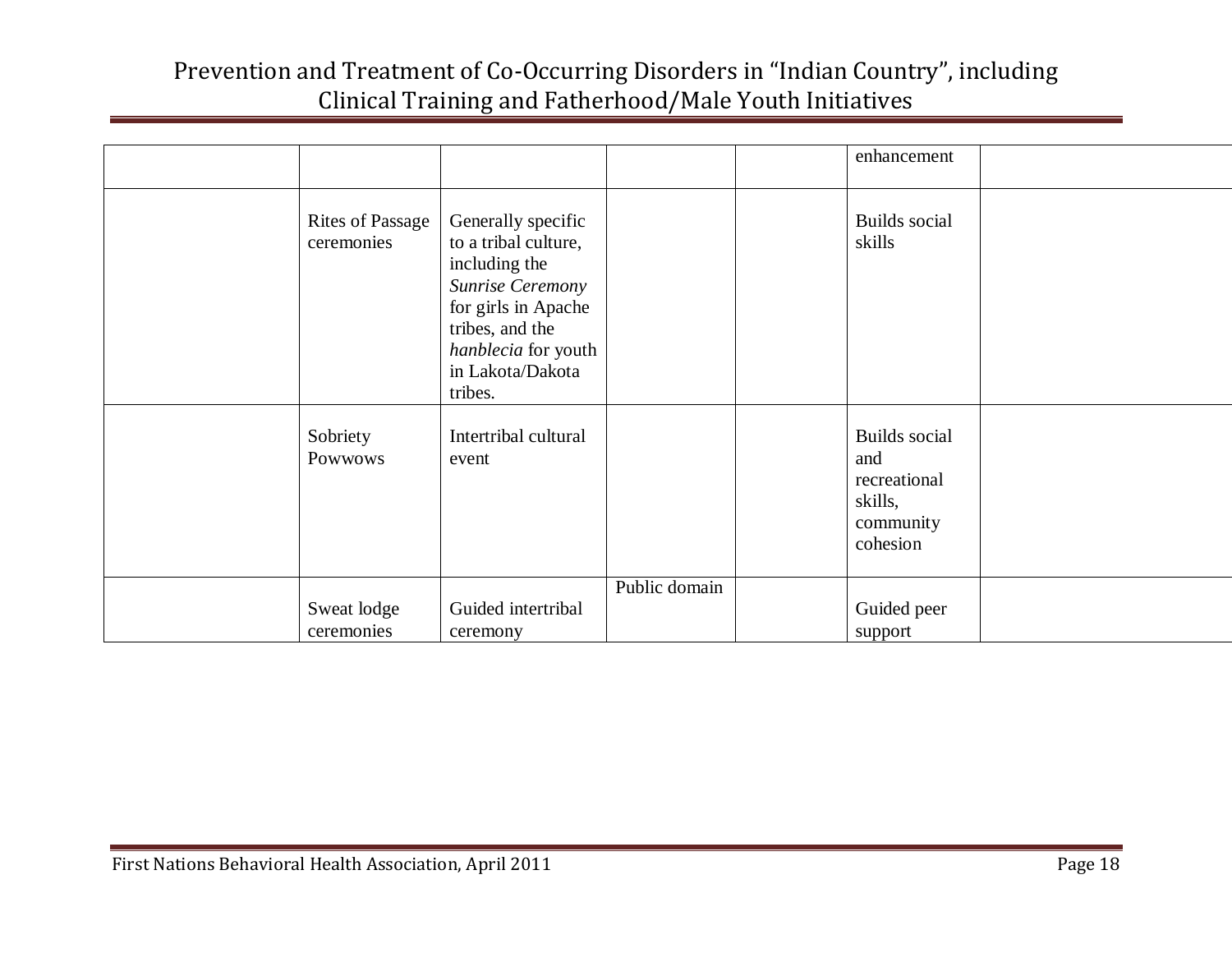| | | | | | | |
|---|---|---|---|---|---|---|
| | | | | | enhancement | |
| | Rites of Passage ceremonies | Generally specific to a tribal culture, including the *Sunrise Ceremony* for girls in Apache tribes, and the *hanblecia* for youth in Lakota/Dakota tribes. | | | Builds social skills | |
| | Sobriety Powwows | Intertribal cultural event | | | Builds social and recreational skills, community cohesion | |
| | Sweat lodge ceremonies | Guided intertribal ceremony | Public domain | | Guided peer support | |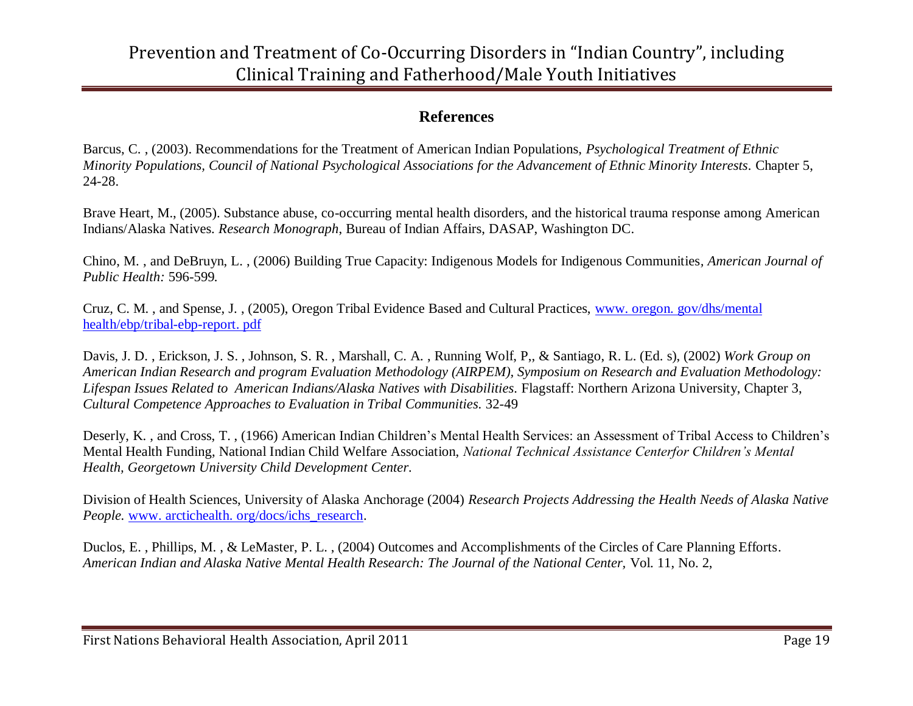## References

Barcus, C. , (2003). Recommendations for the Treatment of American Indian Populations, *Psychological Treatment of Ethnic Minority Populations, Council of National Psychological Associations for the Advancement of Ethnic Minority Interests.* Chapter 5, 24-28.

Brave Heart, M., (2005). Substance abuse, co-occurring mental health disorders, and the historical trauma response among American Indians/Alaska Natives. *Research Monograph*, Bureau of Indian Affairs, DASAP, Washington DC.

Chino, M. , and DeBruyn, L. , (2006) Building True Capacity: Indigenous Models for Indigenous Communities, *American Journal of Public Health:* 596-599.

Cruz, C. M. , and Spense, J. , (2005), Oregon Tribal Evidence Based and Cultural Practices, [www. oregon. gov/dhs/mental health/ebp/tribal-ebp-report. pdf](www.oregon.gov/dhs/mentalhealth/ebp/tribal-ebp-report.pdf)

Davis, J. D. , Erickson, J. S. , Johnson, S. R. , Marshall, C. A. , Running Wolf, P,, & Santiago, R. L. (Ed. s), (2002) *Work Group on American Indian Research and program Evaluation Methodology (AIRPEM), Symposium on Research and Evaluation Methodology: Lifespan Issues Related to American Indians/Alaska Natives with Disabilities.* Flagstaff: Northern Arizona University, Chapter 3, *Cultural Competence Approaches to Evaluation in Tribal Communities.* 32-49

Deserly, K. , and Cross, T. , (1966) American Indian Children's Mental Health Services: an Assessment of Tribal Access to Children's Mental Health Funding, National Indian Child Welfare Association, *National Technical Assistance Centerfor Children's Mental Health, Georgetown University Child Development Center.*

Division of Health Sciences, University of Alaska Anchorage (2004) *Research Projects Addressing the Health Needs of Alaska Native People.* [www. arctichealth. org/docs/ichs_research](www.arctichealth.org/docs/ichs_research).

Duclos, E. , Phillips, M. , & LeMaster, P. L. , (2004) Outcomes and Accomplishments of the Circles of Care Planning Efforts. *American Indian and Alaska Native Mental Health Research: The Journal of the National Center,* Vol. 11, No. 2,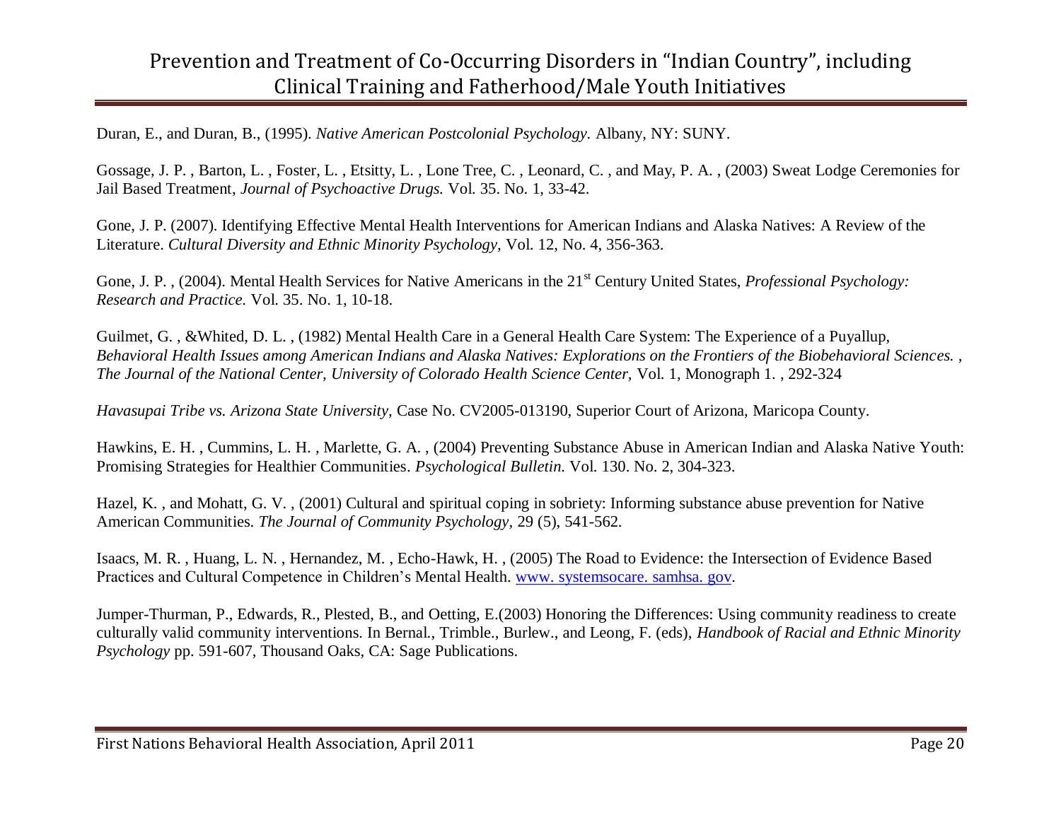Duran, E., and Duran, B., (1995). *Native American Postcolonial Psychology.* Albany, NY: SUNY.

Gossage, J. P. , Barton, L. , Foster, L. , Etsitty, L. , Lone Tree, C. , Leonard, C. , and May, P. A. , (2003) Sweat Lodge Ceremonies for Jail Based Treatment, *Journal of Psychoactive Drugs.* Vol. 35. No. 1, 33-42.

Gone, J. P. (2007). Identifying Effective Mental Health Interventions for American Indians and Alaska Natives: A Review of the Literature. *Cultural Diversity and Ethnic Minority Psychology,* Vol. 12, No. 4, 356-363.

Gone, J. P. , (2004). Mental Health Services for Native Americans in the 21st Century United States, *Professional Psychology: Research and Practice.* Vol. 35. No. 1, 10-18.

Guilmet, G. , &Whited, D. L. , (1982) Mental Health Care in a General Health Care System: The Experience of a Puyallup, *Behavioral Health Issues among American Indians and Alaska Natives: Explorations on the Frontiers of the Biobehavioral Sciences. , The Journal of the National Center, University of Colorado Health Science Center,* Vol. 1, Monograph 1. , 292-324

*Havasupai Tribe vs. Arizona State University,* Case No. CV2005-013190, Superior Court of Arizona, Maricopa County.

Hawkins, E. H. , Cummins, L. H. , Marlette, G. A. , (2004) Preventing Substance Abuse in American Indian and Alaska Native Youth: Promising Strategies for Healthier Communities. *Psychological Bulletin.* Vol. 130. No. 2, 304-323.

Hazel, K. , and Mohatt, G. V. , (2001) Cultural and spiritual coping in sobriety: Informing substance abuse prevention for Native American Communities. *The Journal of Community Psychology,* 29 (5), 541-562.

Isaacs, M. R. , Huang, L. N. , Hernandez, M. , Echo-Hawk, H. , (2005) The Road to Evidence: the Intersection of Evidence Based Practices and Cultural Competence in Children's Mental Health. www. systemsocare. samhsa. gov.

Jumper-Thurman, P., Edwards, R., Plested, B., and Oetting, E.(2003) Honoring the Differences: Using community readiness to create culturally valid community interventions. In Bernal., Trimble., Burlew., and Leong, F. (eds), *Handbook of Racial and Ethnic Minority Psychology* pp. 591-607, Thousand Oaks, CA: Sage Publications.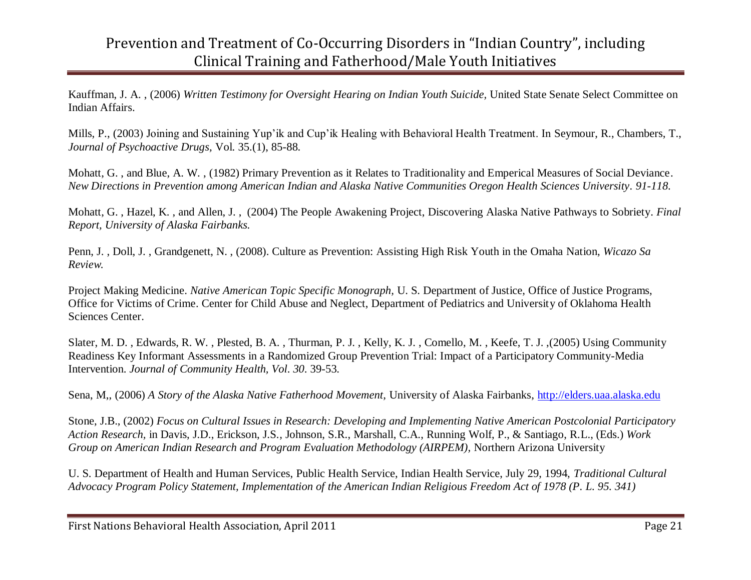Kauffman, J. A. , (2006) *Written Testimony for Oversight Hearing on Indian Youth Suicide,* United State Senate Select Committee on Indian Affairs.

Mills, P., (2003) Joining and Sustaining Yup'ik and Cup'ik Healing with Behavioral Health Treatment. In Seymour, R., Chambers, T., *Journal of Psychoactive Drugs,* Vol. 35.(1), 85-88.

Mohatt, G. , and Blue, A. W. , (1982) Primary Prevention as it Relates to Traditionality and Emperical Measures of Social Deviance. *New Directions in Prevention among American Indian and Alaska Native Communities Oregon Health Sciences University. 91-118.*

Mohatt, G. , Hazel, K. , and Allen, J. , (2004) The People Awakening Project, Discovering Alaska Native Pathways to Sobriety. *Final Report, University of Alaska Fairbanks.*

Penn, J. , Doll, J. , Grandgenett, N. , (2008). Culture as Prevention: Assisting High Risk Youth in the Omaha Nation, *Wicazo Sa Review.*

Project Making Medicine. *Native American Topic Specific Monograph,* U. S. Department of Justice, Office of Justice Programs, Office for Victims of Crime. Center for Child Abuse and Neglect, Department of Pediatrics and University of Oklahoma Health Sciences Center.

Slater, M. D. , Edwards, R. W. , Plested, B. A. , Thurman, P. J. , Kelly, K. J. , Comello, M. , Keefe, T. J. ,(2005) Using Community Readiness Key Informant Assessments in a Randomized Group Prevention Trial: Impact of a Participatory Community-Media Intervention. *Journal of Community Health, Vol. 30.* 39-53.

Sena, M,, (2006) *A Story of the Alaska Native Fatherhood Movement,* University of Alaska Fairbanks, http://elders.uaa.alaska.edu

Stone, J.B., (2002) *Focus on Cultural Issues in Research: Developing and Implementing Native American Postcolonial Participatory Action Research,* in Davis, J.D., Erickson, J.S., Johnson, S.R., Marshall, C.A., Running Wolf, P., & Santiago, R.L., (Eds.) *Work Group on American Indian Research and Program Evaluation Methodology (AIRPEM),* Northern Arizona University

U. S. Department of Health and Human Services, Public Health Service, Indian Health Service, July 29, 1994, *Traditional Cultural Advocacy Program Policy Statement, Implementation of the American Indian Religious Freedom Act of 1978 (P. L. 95. 341)*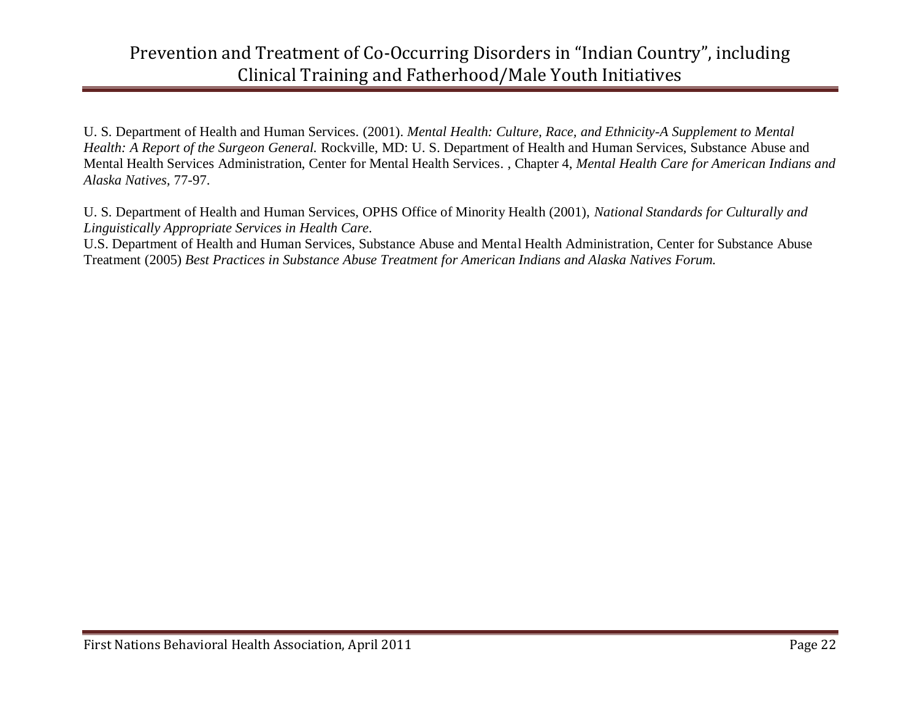U. S. Department of Health and Human Services. (2001). *Mental Health: Culture, Race, and Ethnicity-A Supplement to Mental Health: A Report of the Surgeon General.* Rockville, MD: U. S. Department of Health and Human Services, Substance Abuse and Mental Health Services Administration, Center for Mental Health Services. , Chapter 4, *Mental Health Care for American Indians and Alaska Natives*, 77-97.

U. S. Department of Health and Human Services, OPHS Office of Minority Health (2001), *National Standards for Culturally and Linguistically Appropriate Services in Health Care*.
U.S. Department of Health and Human Services, Substance Abuse and Mental Health Administration, Center for Substance Abuse Treatment (2005) *Best Practices in Substance Abuse Treatment for American Indians and Alaska Natives Forum.*